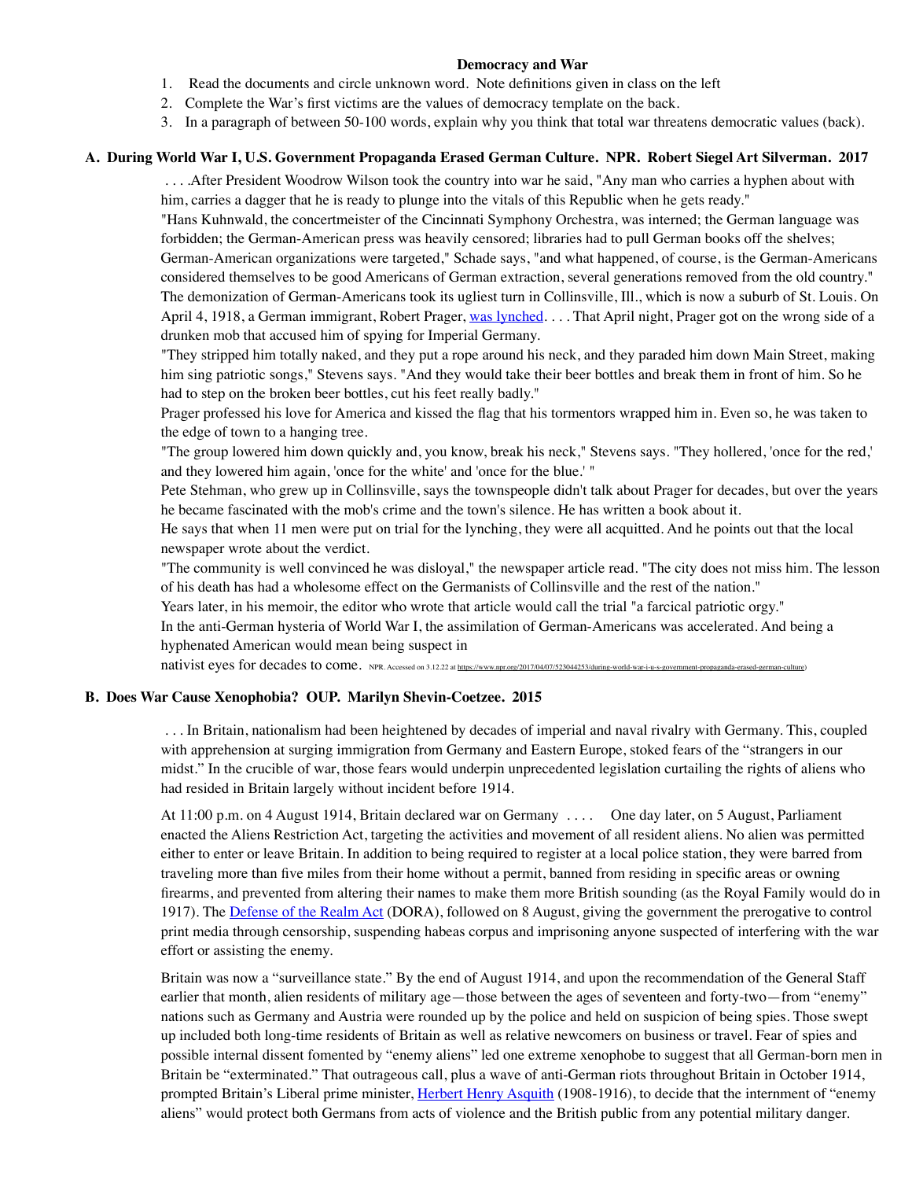# Democracy and War

1. Read the documents and circle unknown word. Note definitions given in class on the left
2. Complete the War's first victims are the values of democracy template on the back.
3. In a paragraph of between 50-100 words, explain why you think that total war threatens democratic values (back).

## A. During World War I, U.S. Government Propaganda Erased German Culture. NPR. Robert Siegel Art Silverman. 2017

. . . .After President Woodrow Wilson took the country into war he said, "Any man who carries a hyphen about with him, carries a dagger that he is ready to plunge into the vitals of this Republic when he gets ready."

"Hans Kuhnwald, the concertmeister of the Cincinnati Symphony Orchestra, was interned; the German language was forbidden; the German-American press was heavily censored; libraries had to pull German books off the shelves; German-American organizations were targeted," Schade says, "and what happened, of course, is the German-Americans considered themselves to be good Americans of German extraction, several generations removed from the old country."

The demonization of German-Americans took its ugliest turn in Collinsville, Ill., which is now a suburb of St. Louis. On April 4, 1918, a German immigrant, Robert Prager, was lynched. . . . That April night, Prager got on the wrong side of a drunken mob that accused him of spying for Imperial Germany.

"They stripped him totally naked, and they put a rope around his neck, and they paraded him down Main Street, making him sing patriotic songs," Stevens says. "And they would take their beer bottles and break them in front of him. So he had to step on the broken beer bottles, cut his feet really badly."

Prager professed his love for America and kissed the flag that his tormentors wrapped him in. Even so, he was taken to the edge of town to a hanging tree.

"The group lowered him down quickly and, you know, break his neck," Stevens says. "They hollered, 'once for the red,' and they lowered him again, 'once for the white' and 'once for the blue.' "

Pete Stehman, who grew up in Collinsville, says the townspeople didn't talk about Prager for decades, but over the years he became fascinated with the mob's crime and the town's silence. He has written a book about it.

He says that when 11 men were put on trial for the lynching, they were all acquitted. And he points out that the local newspaper wrote about the verdict.

"The community is well convinced he was disloyal," the newspaper article read. "The city does not miss him. The lesson of his death has had a wholesome effect on the Germanists of Collinsville and the rest of the nation."

Years later, in his memoir, the editor who wrote that article would call the trial "a farcical patriotic orgy."

In the anti-German hysteria of World War I, the assimilation of German-Americans was accelerated. And being a hyphenated American would mean being suspect in nativist eyes for decades to come. NPR. Accessed on 3.12.22 at https://www.npr.org/2017/04/07/523044253/during-world-war-i-u-s-government-propaganda-erased-german-culture)

## B. Does War Cause Xenophobia? OUP. Marilyn Shevin-Coetzee. 2015

. . . In Britain, nationalism had been heightened by decades of imperial and naval rivalry with Germany. This, coupled with apprehension at surging immigration from Germany and Eastern Europe, stoked fears of the "strangers in our midst." In the crucible of war, those fears would underpin unprecedented legislation curtailing the rights of aliens who had resided in Britain largely without incident before 1914.

At 11:00 p.m. on 4 August 1914, Britain declared war on Germany . . . . One day later, on 5 August, Parliament enacted the Aliens Restriction Act, targeting the activities and movement of all resident aliens. No alien was permitted either to enter or leave Britain. In addition to being required to register at a local police station, they were barred from traveling more than five miles from their home without a permit, banned from residing in specific areas or owning firearms, and prevented from altering their names to make them more British sounding (as the Royal Family would do in 1917). The Defense of the Realm Act (DORA), followed on 8 August, giving the government the prerogative to control print media through censorship, suspending habeas corpus and imprisoning anyone suspected of interfering with the war effort or assisting the enemy.

Britain was now a "surveillance state." By the end of August 1914, and upon the recommendation of the General Staff earlier that month, alien residents of military age—those between the ages of seventeen and forty-two—from "enemy" nations such as Germany and Austria were rounded up by the police and held on suspicion of being spies. Those swept up included both long-time residents of Britain as well as relative newcomers on business or travel. Fear of spies and possible internal dissent fomented by "enemy aliens" led one extreme xenophobe to suggest that all German-born men in Britain be "exterminated." That outrageous call, plus a wave of anti-German riots throughout Britain in October 1914, prompted Britain's Liberal prime minister, Herbert Henry Asquith (1908-1916), to decide that the internment of "enemy aliens" would protect both Germans from acts of violence and the British public from any potential military danger.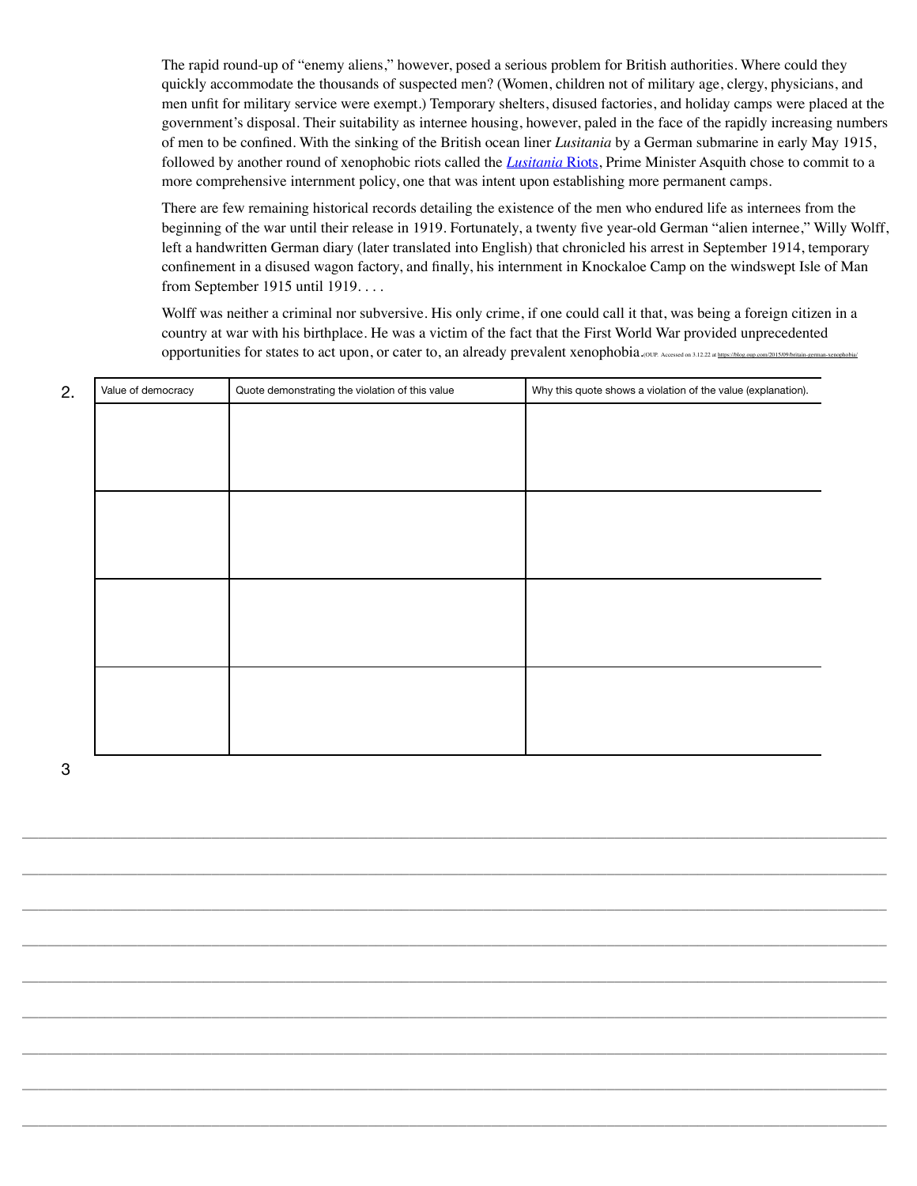The rapid round-up of "enemy aliens," however, posed a serious problem for British authorities. Where could they quickly accommodate the thousands of suspected men? (Women, children not of military age, clergy, physicians, and men unfit for military service were exempt.) Temporary shelters, disused factories, and holiday camps were placed at the government's disposal. Their suitability as internee housing, however, paled in the face of the rapidly increasing numbers of men to be confined. With the sinking of the British ocean liner *Lusitania* by a German submarine in early May 1915, followed by another round of xenophobic riots called the [*Lusitania* Riots], Prime Minister Asquith chose to commit to a more comprehensive internment policy, one that was intent upon establishing more permanent camps.

There are few remaining historical records detailing the existence of the men who endured life as internees from the beginning of the war until their release in 1919. Fortunately, a twenty five year-old German "alien internee," Willy Wolff, left a handwritten German diary (later translated into English) that chronicled his arrest in September 1914, temporary confinement in a disused wagon factory, and finally, his internment in Knockaloe Camp on the windswept Isle of Man from September 1915 until 1919. . . .

Wolff was neither a criminal nor subversive. His only crime, if one could call it that, was being a foreign citizen in a country at war with his birthplace. He was a victim of the fact that the First World War provided unprecedented opportunities for states to act upon, or cater to, an already prevalent xenophobia. (OUP. Accessed on 3.12.22 at https://blog.oup.com/2015/09/britain-german-xenophobia/

2.

| Value of democracy | Quote demonstrating the violation of this value | Why this quote shows a violation of the value (explanation). |
|---|---|---|
| | | |
| | | |
| | | |
| | | |

3

_______________________________________________________________________________

_______________________________________________________________________________

_______________________________________________________________________________

_______________________________________________________________________________

_______________________________________________________________________________

_______________________________________________________________________________

_______________________________________________________________________________

_______________________________________________________________________________

_______________________________________________________________________________